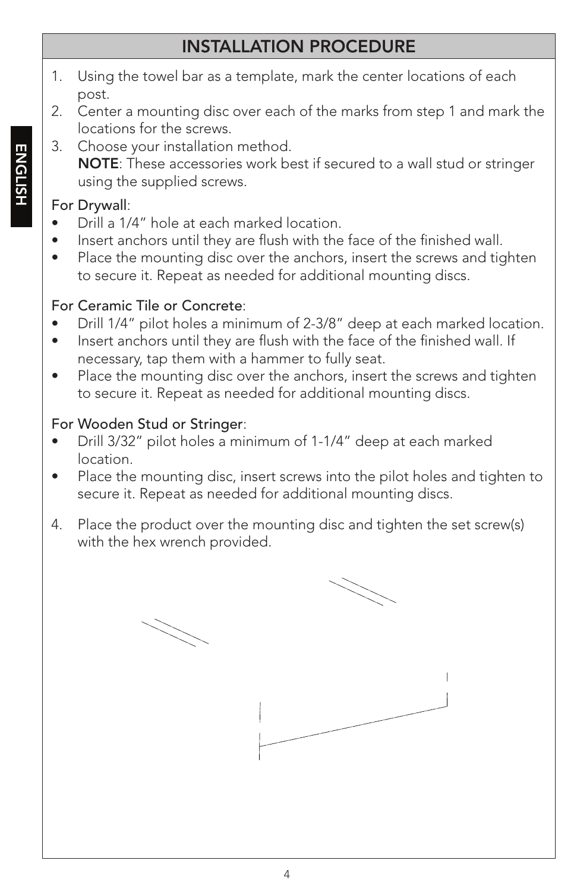## INSTALLATION PROCEDURE

1. Using the towel bar as a template, mark the center locations of each post.
2. Center a mounting disc over each of the marks from step 1 and mark the locations for the screws.
3. Choose your installation method.
   **NOTE**: These accessories work best if secured to a wall stud or stringer using the supplied screws.

For Drywall:

- Drill a 1/4" hole at each marked location.
- Insert anchors until they are flush with the face of the finished wall.
- Place the mounting disc over the anchors, insert the screws and tighten to secure it. Repeat as needed for additional mounting discs.

For Ceramic Tile or Concrete:

- Drill 1/4" pilot holes a minimum of 2-3/8" deep at each marked location.
- Insert anchors until they are flush with the face of the finished wall. If necessary, tap them with a hammer to fully seat.
- Place the mounting disc over the anchors, insert the screws and tighten to secure it. Repeat as needed for additional mounting discs.

For Wooden Stud or Stringer:

- Drill 3/32" pilot holes a minimum of 1-1/4" deep at each marked location.
- Place the mounting disc, insert screws into the pilot holes and tighten to secure it. Repeat as needed for additional mounting discs.

4. Place the product over the mounting disc and tighten the set screw(s) with the hex wrench provided.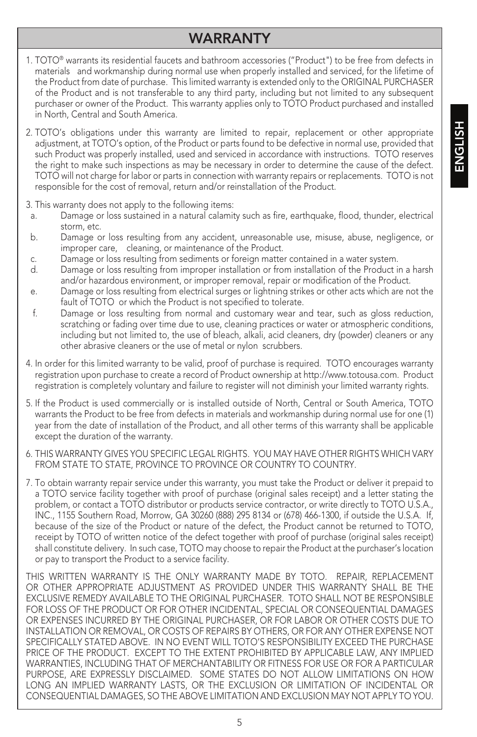# WARRANTY

1. TOTO® warrants its residential faucets and bathroom accessories ("Product") to be free from defects in materials and workmanship during normal use when properly installed and serviced, for the lifetime of the Product from date of purchase. This limited warranty is extended only to the ORIGINAL PURCHASER of the Product and is not transferable to any third party, including but not limited to any subsequent purchaser or owner of the Product. This warranty applies only to TOTO Product purchased and installed in North, Central and South America.

2. TOTO's obligations under this warranty are limited to repair, replacement or other appropriate adjustment, at TOTO's option, of the Product or parts found to be defective in normal use, provided that such Product was properly installed, used and serviced in accordance with instructions. TOTO reserves the right to make such inspections as may be necessary in order to determine the cause of the defect. TOTO will not charge for labor or parts in connection with warranty repairs or replacements. TOTO is not responsible for the cost of removal, return and/or reinstallation of the Product.

3. This warranty does not apply to the following items:
   a. Damage or loss sustained in a natural calamity such as fire, earthquake, flood, thunder, electrical storm, etc.
   b. Damage or loss resulting from any accident, unreasonable use, misuse, abuse, negligence, or improper care, cleaning, or maintenance of the Product.
   c. Damage or loss resulting from sediments or foreign matter contained in a water system.
   d. Damage or loss resulting from improper installation or from installation of the Product in a harsh and/or hazardous environment, or improper removal, repair or modification of the Product.
   e. Damage or loss resulting from electrical surges or lightning strikes or other acts which are not the fault of TOTO or which the Product is not specified to tolerate.
   f. Damage or loss resulting from normal and customary wear and tear, such as gloss reduction, scratching or fading over time due to use, cleaning practices or water or atmospheric conditions, including but not limited to, the use of bleach, alkali, acid cleaners, dry (powder) cleaners or any other abrasive cleaners or the use of metal or nylon scrubbers.

4. In order for this limited warranty to be valid, proof of purchase is required. TOTO encourages warranty registration upon purchase to create a record of Product ownership at http://www.totousa.com. Product registration is completely voluntary and failure to register will not diminish your limited warranty rights.

5. If the Product is used commercially or is installed outside of North, Central or South America, TOTO warrants the Product to be free from defects in materials and workmanship during normal use for one (1) year from the date of installation of the Product, and all other terms of this warranty shall be applicable except the duration of the warranty.

6. THIS WARRANTY GIVES YOU SPECIFIC LEGAL RIGHTS. YOU MAY HAVE OTHER RIGHTS WHICH VARY FROM STATE TO STATE, PROVINCE TO PROVINCE OR COUNTRY TO COUNTRY.

7. To obtain warranty repair service under this warranty, you must take the Product or deliver it prepaid to a TOTO service facility together with proof of purchase (original sales receipt) and a letter stating the problem, or contact a TOTO distributor or products service contractor, or write directly to TOTO U.S.A., INC., 1155 Southern Road, Morrow, GA 30260 (888) 295 8134 or (678) 466-1300, if outside the U.S.A. If, because of the size of the Product or nature of the defect, the Product cannot be returned to TOTO, receipt by TOTO of written notice of the defect together with proof of purchase (original sales receipt) shall constitute delivery. In such case, TOTO may choose to repair the Product at the purchaser's location or pay to transport the Product to a service facility.

THIS WRITTEN WARRANTY IS THE ONLY WARRANTY MADE BY TOTO. REPAIR, REPLACEMENT OR OTHER APPROPRIATE ADJUSTMENT AS PROVIDED UNDER THIS WARRANTY SHALL BE THE EXCLUSIVE REMEDY AVAILABLE TO THE ORIGINAL PURCHASER. TOTO SHALL NOT BE RESPONSIBLE FOR LOSS OF THE PRODUCT OR FOR OTHER INCIDENTAL, SPECIAL OR CONSEQUENTIAL DAMAGES OR EXPENSES INCURRED BY THE ORIGINAL PURCHASER, OR FOR LABOR OR OTHER COSTS DUE TO INSTALLATION OR REMOVAL, OR COSTS OF REPAIRS BY OTHERS, OR FOR ANY OTHER EXPENSE NOT SPECIFICALLY STATED ABOVE. IN NO EVENT WILL TOTO'S RESPONSIBILITY EXCEED THE PURCHASE PRICE OF THE PRODUCT. EXCEPT TO THE EXTENT PROHIBITED BY APPLICABLE LAW, ANY IMPLIED WARRANTIES, INCLUDING THAT OF MERCHANTABILITY OR FITNESS FOR USE OR FOR A PARTICULAR PURPOSE, ARE EXPRESSLY DISCLAIMED. SOME STATES DO NOT ALLOW LIMITATIONS ON HOW LONG AN IMPLIED WARRANTY LASTS, OR THE EXCLUSION OR LIMITATION OF INCIDENTAL OR CONSEQUENTIAL DAMAGES, SO THE ABOVE LIMITATION AND EXCLUSION MAY NOT APPLY TO YOU.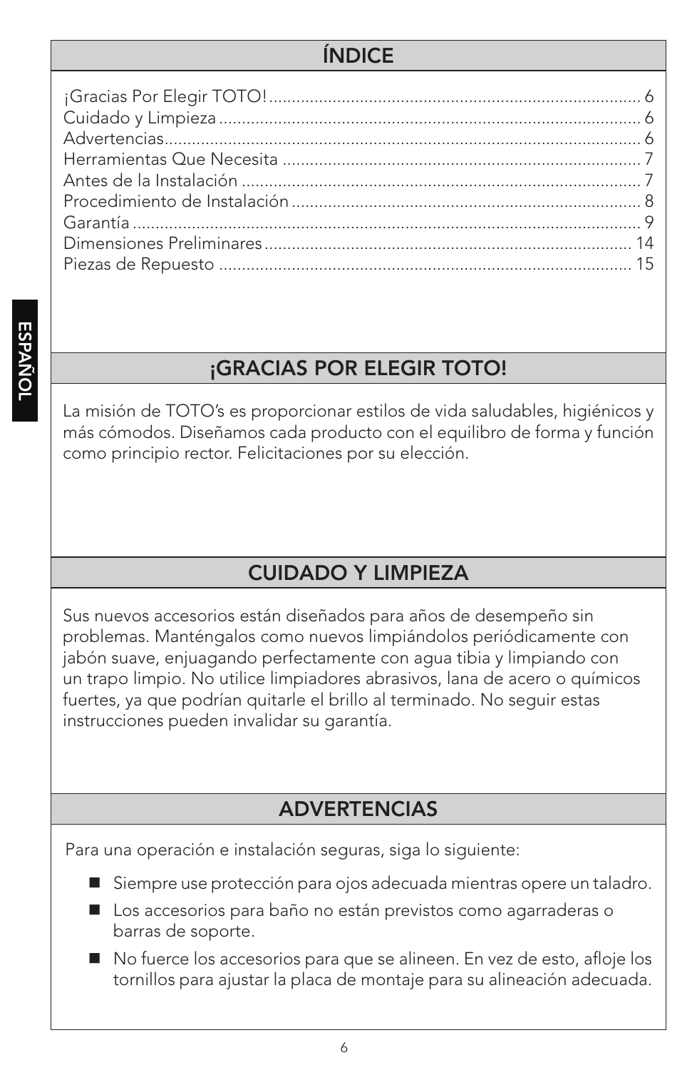## ÍNDICE

¡Gracias Por Elegir TOTO!................................................................................ 6
Cuidado y Limpieza ......................................................................................... 6
Advertencias.................................................................................................... 6
Herramientas Que Necesita ........................................................................... 7
Antes de la Instalación .................................................................................... 7
Procedimiento de Instalación ......................................................................... 8
Garantía ........................................................................................................... 9
Dimensiones Preliminares ............................................................................. 14
Piezas de Repuesto ....................................................................................... 15

ESPAÑOL

## ¡GRACIAS POR ELEGIR TOTO!

La misión de TOTO's es proporcionar estilos de vida saludables, higiénicos y más cómodos. Diseñamos cada producto con el equilibro de forma y función como principio rector. Felicitaciones por su elección.

## CUIDADO Y LIMPIEZA

Sus nuevos accesorios están diseñados para años de desempeño sin problemas. Manténgalos como nuevos limpiándolos periódicamente con jabón suave, enjuagando perfectamente con agua tibia y limpiando con un trapo limpio. No utilice limpiadores abrasivos, lana de acero o químicos fuertes, ya que podrían quitarle el brillo al terminado. No seguir estas instrucciones pueden invalidar su garantía.

## ADVERTENCIAS

Para una operación e instalación seguras, siga lo siguiente:

- Siempre use protección para ojos adecuada mientras opere un taladro.
- Los accesorios para baño no están previstos como agarraderas o barras de soporte.
- No fuerce los accesorios para que se alineen. En vez de esto, afloje los tornillos para ajustar la placa de montaje para su alineación adecuada.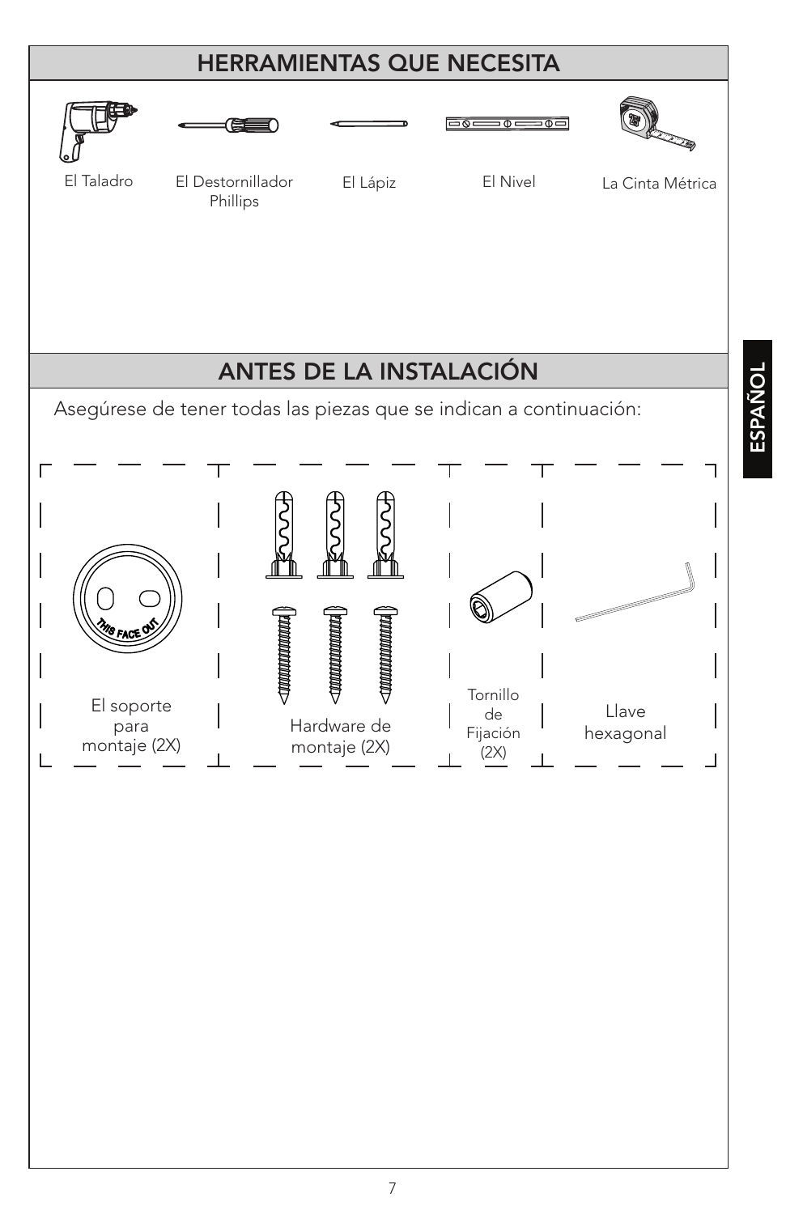## HERRAMIENTAS QUE NECESITA

El Taladro

El Destornillador Phillips

El Lápiz

El Nivel

La Cinta Métrica

## ANTES DE LA INSTALACIÓN

Asegúrese de tener todas las piezas que se indican a continuación:

THIS FACE OUT

El soporte para montaje (2X)

Hardware de montaje (2X)

Tornillo de Fijación (2X)

Llave hexagonal

ESPAÑOL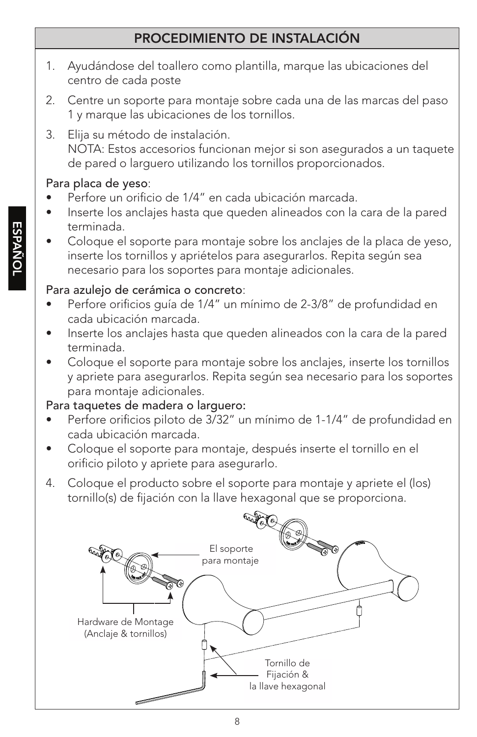## PROCEDIMIENTO DE INSTALACIÓN

1. Ayudándose del toallero como plantilla, marque las ubicaciones del centro de cada poste
2. Centre un soporte para montaje sobre cada una de las marcas del paso 1 y marque las ubicaciones de los tornillos.
3. Elija su método de instalación.
   NOTA: Estos accesorios funcionan mejor si son asegurados a un taquete de pared o larguero utilizando los tornillos proporcionados.

Para placa de yeso:

- Perfore un orificio de 1/4" en cada ubicación marcada.
- Inserte los anclajes hasta que queden alineados con la cara de la pared terminada.
- Coloque el soporte para montaje sobre los anclajes de la placa de yeso, inserte los tornillos y apriételos para asegurarlos. Repita según sea necesario para los soportes para montaje adicionales.

Para azulejo de cerámica o concreto:

- Perfore orificios guía de 1/4" un mínimo de 2-3/8" de profundidad en cada ubicación marcada.
- Inserte los anclajes hasta que queden alineados con la cara de la pared terminada.
- Coloque el soporte para montaje sobre los anclajes, inserte los tornillos y apriete para asegurarlos. Repita según sea necesario para los soportes para montaje adicionales.

Para taquetes de madera o larguero:

- Perfore orificios piloto de 3/32" un mínimo de 1-1/4" de profundidad en cada ubicación marcada.
- Coloque el soporte para montaje, después inserte el tornillo en el orificio piloto y apriete para asegurarlo.

4. Coloque el producto sobre el soporte para montaje y apriete el (los) tornillo(s) de fijación con la llave hexagonal que se proporciona.

El soporte para montaje

Hardware de Montage (Anclaje & tornillos)

Tornillo de Fijación & la llave hexagonal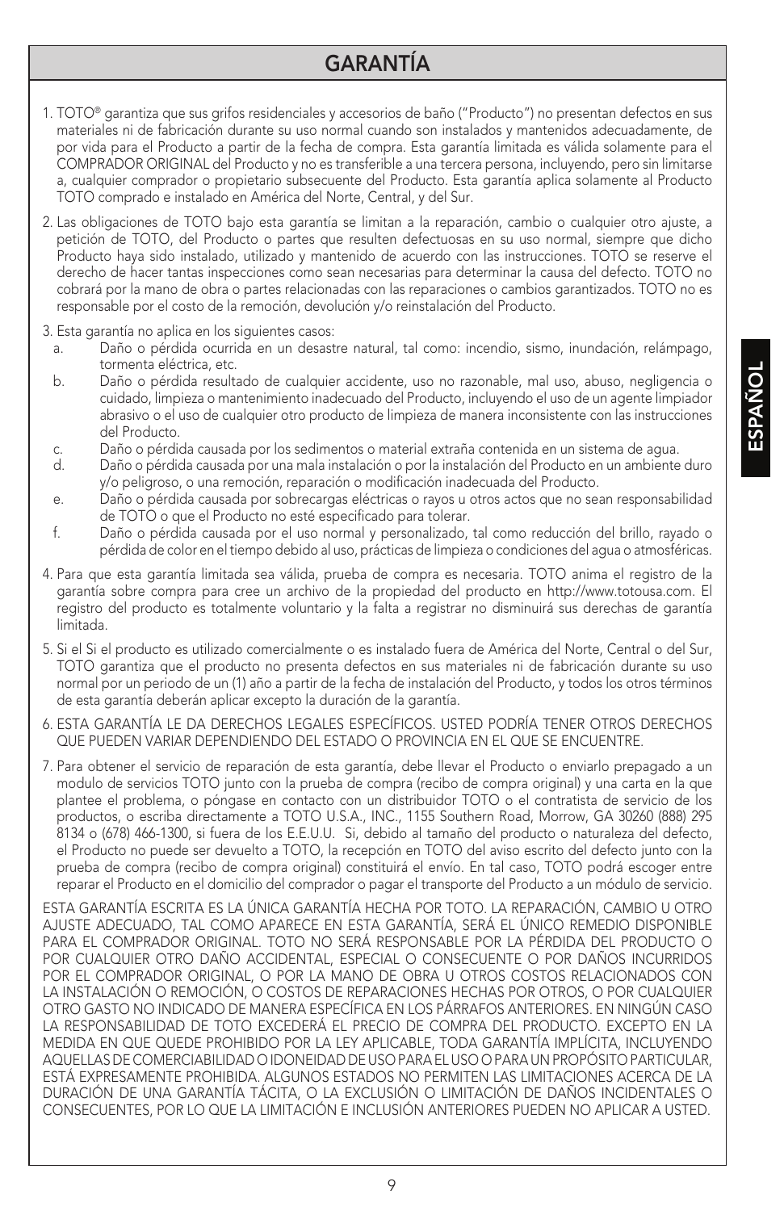# GARANTÍA

1. TOTO® garantiza que sus grifos residenciales y accesorios de baño ("Producto") no presentan defectos en sus materiales ni de fabricación durante su uso normal cuando son instalados y mantenidos adecuadamente, de por vida para el Producto a partir de la fecha de compra. Esta garantía limitada es válida solamente para el COMPRADOR ORIGINAL del Producto y no es transferible a una tercera persona, incluyendo, pero sin limitarse a, cualquier comprador o propietario subsecuente del Producto. Esta garantía aplica solamente al Producto TOTO comprado e instalado en América del Norte, Central, y del Sur.

2. Las obligaciones de TOTO bajo esta garantía se limitan a la reparación, cambio o cualquier otro ajuste, a petición de TOTO, del Producto o partes que resulten defectuosas en su uso normal, siempre que dicho Producto haya sido instalado, utilizado y mantenido de acuerdo con las instrucciones. TOTO se reserve el derecho de hacer tantas inspecciones como sean necesarias para determinar la causa del defecto. TOTO no cobrará por la mano de obra o partes relacionadas con las reparaciones o cambios garantizados. TOTO no es responsable por el costo de la remoción, devolución y/o reinstalación del Producto.

3. Esta garantía no aplica en los siguientes casos:
   a. Daño o pérdida ocurrida en un desastre natural, tal como: incendio, sismo, inundación, relámpago, tormenta eléctrica, etc.
   b. Daño o pérdida resultado de cualquier accidente, uso no razonable, mal uso, abuso, negligencia o cuidado, limpieza o mantenimiento inadecuado del Producto, incluyendo el uso de un agente limpiador abrasivo o el uso de cualquier otro producto de limpieza de manera inconsistente con las instrucciones del Producto.
   c. Daño o pérdida causada por los sedimentos o material extraña contenida en un sistema de agua.
   d. Daño o pérdida causada por una mala instalación o por la instalación del Producto en un ambiente duro y/o peligroso, o una remoción, reparación o modificación inadecuada del Producto.
   e. Daño o pérdida causada por sobrecargas eléctricas o rayos u otros actos que no sean responsabilidad de TOTO o que el Producto no esté especificado para tolerar.
   f. Daño o pérdida causada por el uso normal y personalizado, tal como reducción del brillo, rayado o pérdida de color en el tiempo debido al uso, prácticas de limpieza o condiciones del agua o atmosféricas.

4. Para que esta garantía limitada sea válida, prueba de compra es necesaria. TOTO anima el registro de la garantía sobre compra para cree un archivo de la propiedad del producto en http://www.totousa.com. El registro del producto es totalmente voluntario y la falta a registrar no disminuirá sus derechas de garantía limitada.

5. Si el Si el producto es utilizado comercialmente o es instalado fuera de América del Norte, Central o del Sur, TOTO garantiza que el producto no presenta defectos en sus materiales ni de fabricación durante su uso normal por un periodo de un (1) año a partir de la fecha de instalación del Producto, y todos los otros términos de esta garantía deberán aplicar excepto la duración de la garantía.

6. ESTA GARANTÍA LE DA DERECHOS LEGALES ESPECÍFICOS. USTED PODRÍA TENER OTROS DERECHOS QUE PUEDEN VARIAR DEPENDIENDO DEL ESTADO O PROVINCIA EN EL QUE SE ENCUENTRE.

7. Para obtener el servicio de reparación de esta garantía, debe llevar el Producto o enviarlo prepagado a un modulo de servicios TOTO junto con la prueba de compra (recibo de compra original) y una carta en la que plantee el problema, o póngase en contacto con un distribuidor TOTO o el contratista de servicio de los productos, o escriba directamente a TOTO U.S.A., INC., 1155 Southern Road, Morrow, GA 30260 (888) 295 8134 o (678) 466-1300, si fuera de los E.E.U.U. Si, debido al tamaño del producto o naturaleza del defecto, el Producto no puede ser devuelto a TOTO, la recepción en TOTO del aviso escrito del defecto junto con la prueba de compra (recibo de compra original) constituirá el envío. En tal caso, TOTO podrá escoger entre reparar el Producto en el domicilio del comprador o pagar el transporte del Producto a un módulo de servicio.

ESTA GARANTÍA ESCRITA ES LA ÚNICA GARANTÍA HECHA POR TOTO. LA REPARACIÓN, CAMBIO U OTRO AJUSTE ADECUADO, TAL COMO APARECE EN ESTA GARANTÍA, SERÁ EL ÚNICO REMEDIO DISPONIBLE PARA EL COMPRADOR ORIGINAL. TOTO NO SERÁ RESPONSABLE POR LA PÉRDIDA DEL PRODUCTO O POR CUALQUIER OTRO DAÑO ACCIDENTAL, ESPECIAL O CONSECUENTE O POR DAÑOS INCURRIDOS POR EL COMPRADOR ORIGINAL, O POR LA MANO DE OBRA U OTROS COSTOS RELACIONADOS CON LA INSTALACIÓN O REMOCIÓN, O COSTOS DE REPARACIONES HECHAS POR OTROS, O POR CUALQUIER OTRO GASTO NO INDICADO DE MANERA ESPECÍFICA EN LOS PÁRRAFOS ANTERIORES. EN NINGÚN CASO LA RESPONSABILIDAD DE TOTO EXCEDERÁ EL PRECIO DE COMPRA DEL PRODUCTO. EXCEPTO EN LA MEDIDA EN QUE QUEDE PROHIBIDO POR LA LEY APLICABLE, TODA GARANTÍA IMPLÍCITA, INCLUYENDO AQUELLAS DE COMERCIABILIDAD O IDONEIDAD DE USO PARA EL USO O PARA UN PROPÓSITO PARTICULAR, ESTÁ EXPRESAMENTE PROHIBIDA. ALGUNOS ESTADOS NO PERMITEN LAS LIMITACIONES ACERCA DE LA DURACIÓN DE UNA GARANTÍA TÁCITA, O LA EXCLUSIÓN O LIMITACIÓN DE DAÑOS INCIDENTALES O CONSECUENTES, POR LO QUE LA LIMITACIÓN E INCLUSIÓN ANTERIORES PUEDEN NO APLICAR A USTED.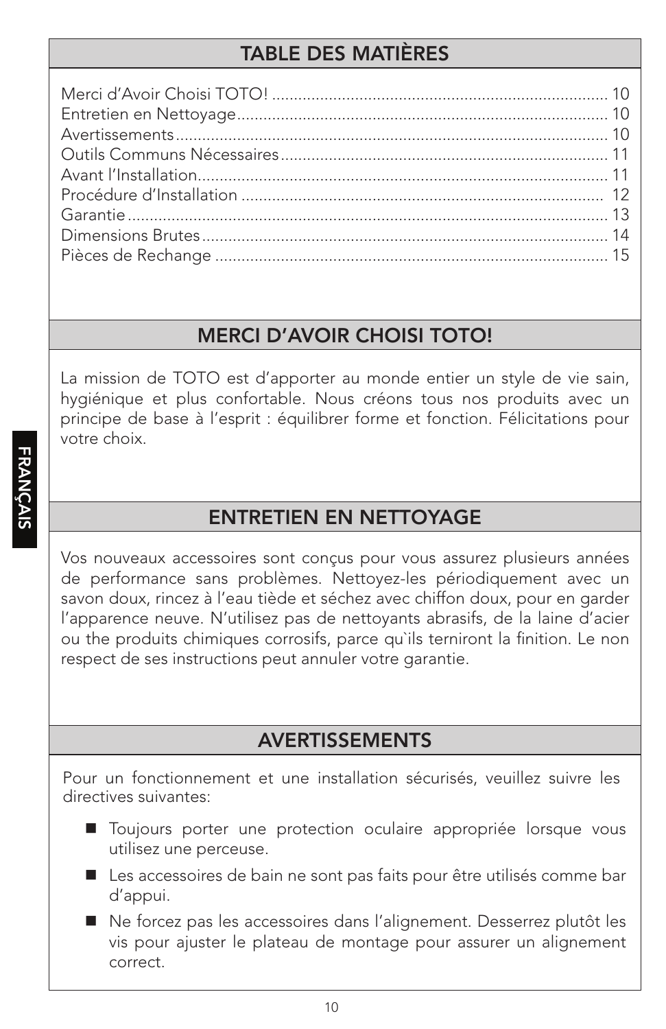## TABLE DES MATIÈRES

| | |
|---|---|
| Merci d'Avoir Choisi TOTO! | 10 |
| Entretien en Nettoyage | 10 |
| Avertissements | 10 |
| Outils Communs Nécessaires | 11 |
| Avant l'Installation | 11 |
| Procédure d'Installation | 12 |
| Garantie | 13 |
| Dimensions Brutes | 14 |
| Pièces de Rechange | 15 |

## MERCI D'AVOIR CHOISI TOTO!

La mission de TOTO est d'apporter au monde entier un style de vie sain, hygiénique et plus confortable. Nous créons tous nos produits avec un principe de base à l'esprit : équilibrer forme et fonction. Félicitations pour votre choix.

## ENTRETIEN EN NETTOYAGE

Vos nouveaux accessoires sont conçus pour vous assurez plusieurs années de performance sans problèmes. Nettoyez-les périodiquement avec un savon doux, rincez à l'eau tiède et séchez avec chiffon doux, pour en garder l'apparence neuve. N'utilisez pas de nettoyants abrasifs, de la laine d'acier ou the produits chimiques corrosifs, parce qu`ils terniront la finition. Le non respect de ses instructions peut annuler votre garantie.

## AVERTISSEMENTS

Pour un fonctionnement et une installation sécurisés, veuillez suivre les directives suivantes:

- Toujours porter une protection oculaire appropriée lorsque vous utilisez une perceuse.
- Les accessoires de bain ne sont pas faits pour être utilisés comme bar d'appui.
- Ne forcez pas les accessoires dans l'alignement. Desserrez plutôt les vis pour ajuster le plateau de montage pour assurer un alignement correct.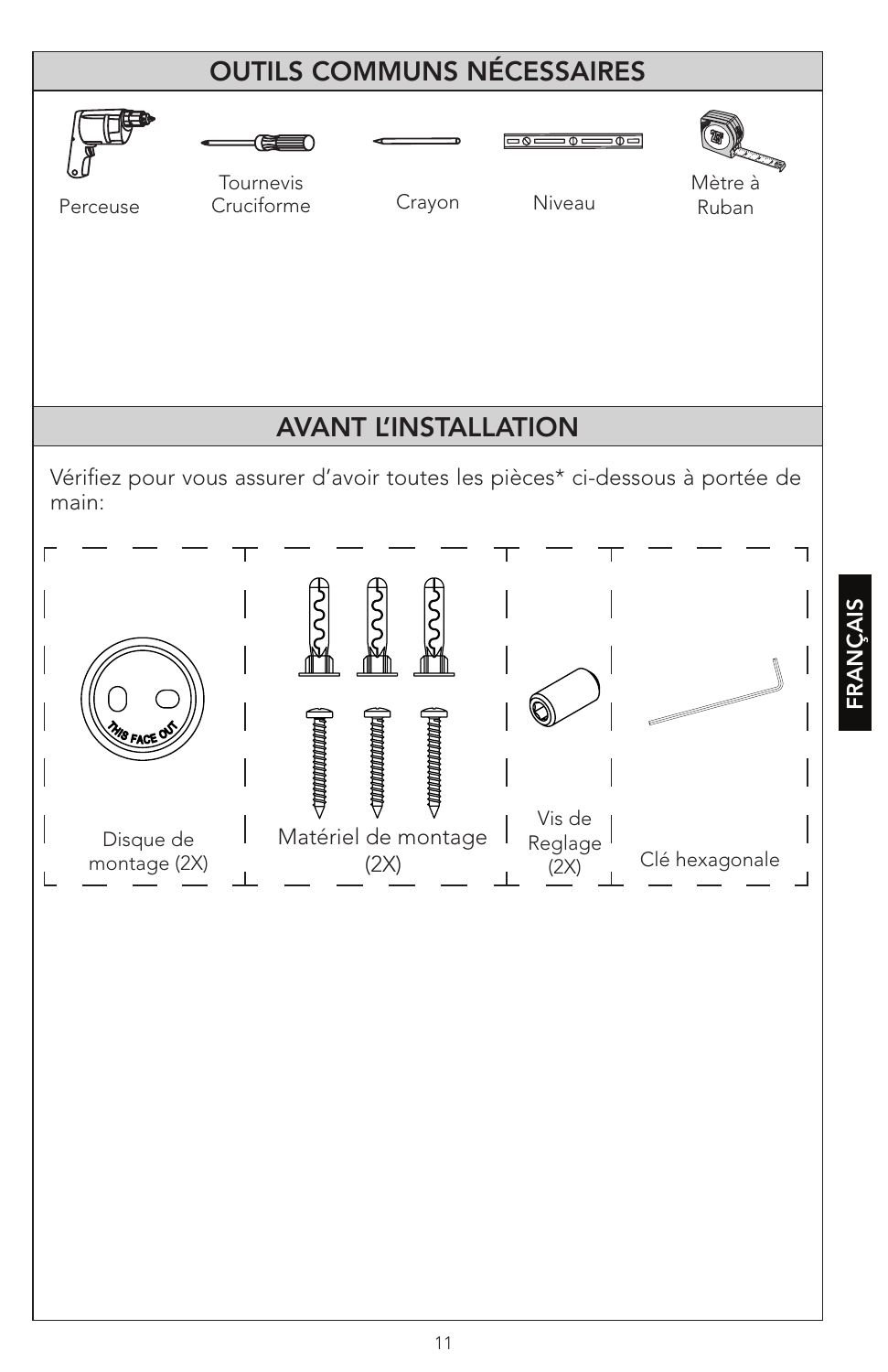## OUTILS COMMUNS NÉCESSAIRES

Perceuse

Tournevis Cruciforme

Crayon

Niveau

Mètre à Ruban

## AVANT L'INSTALLATION

Vérifiez pour vous assurer d'avoir toutes les pièces* ci-dessous à portée de main:

THIS FACE OUT

Disque de montage (2X)

Matériel de montage (2X)

Vis de Reglage (2X)

Clé hexagonale

FRANÇAIS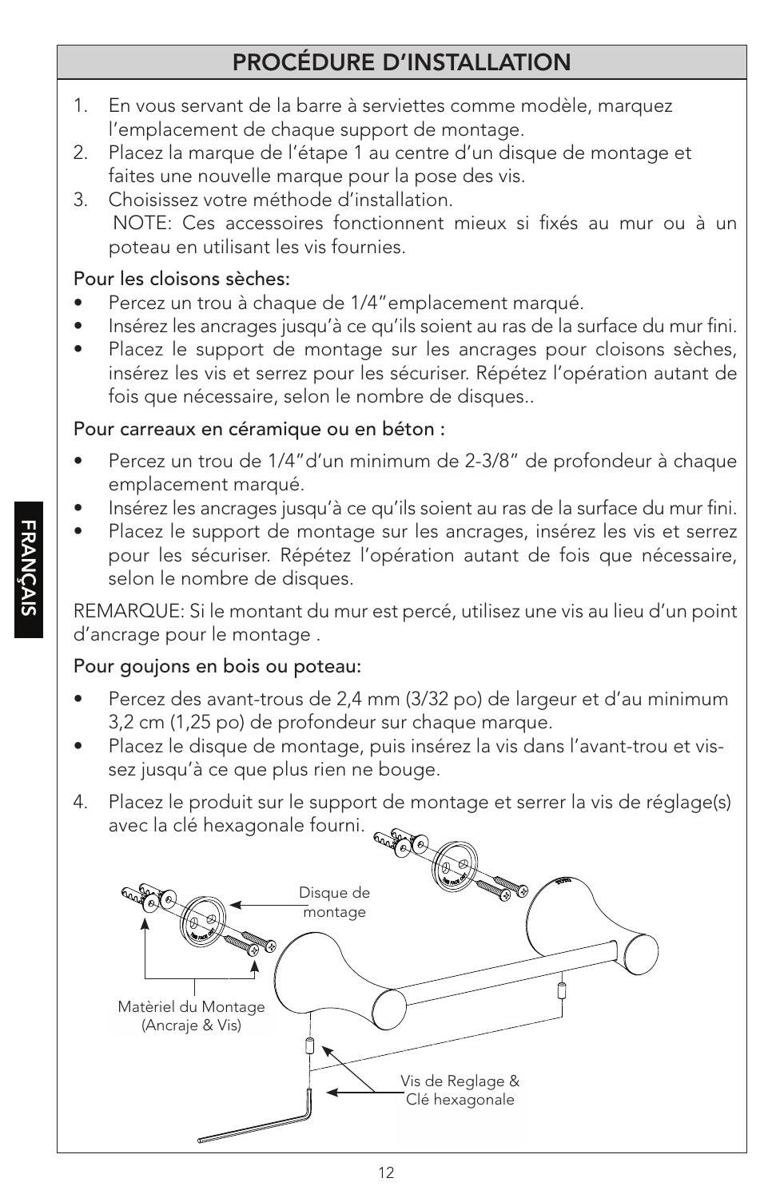## PROCÉDURE D'INSTALLATION

1. En vous servant de la barre à serviettes comme modèle, marquez l'emplacement de chaque support de montage.
2. Placez la marque de l'étape 1 au centre d'un disque de montage et faites une nouvelle marque pour la pose des vis.
3. Choisissez votre méthode d'installation.
   NOTE: Ces accessoires fonctionnent mieux si fixés au mur ou à un poteau en utilisant les vis fournies.

Pour les cloisons sèches:

- Percez un trou à chaque de 1/4"emplacement marqué.
- Insérez les ancrages jusqu'à ce qu'ils soient au ras de la surface du mur fini.
- Placez le support de montage sur les ancrages pour cloisons sèches, insérez les vis et serrez pour les sécuriser. Répétez l'opération autant de fois que nécessaire, selon le nombre de disques..

Pour carreaux en céramique ou en béton :

- Percez un trou de 1/4"d'un minimum de 2-3/8" de profondeur à chaque emplacement marqué.
- Insérez les ancrages jusqu'à ce qu'ils soient au ras de la surface du mur fini.
- Placez le support de montage sur les ancrages, insérez les vis et serrez pour les sécuriser. Répétez l'opération autant de fois que nécessaire, selon le nombre de disques.

REMARQUE: Si le montant du mur est percé, utilisez une vis au lieu d'un point d'ancrage pour le montage .

Pour goujons en bois ou poteau:

- Percez des avant-trous de 2,4 mm (3/32 po) de largeur et d'au minimum 3,2 cm (1,25 po) de profondeur sur chaque marque.
- Placez le disque de montage, puis insérez la vis dans l'avant-trou et vissez jusqu'à ce que plus rien ne bouge.

4. Placez le produit sur le support de montage et serrer la vis de réglage(s) avec la clé hexagonale fourni.

Disque de montage

Matèriel du Montage (Ancraje & Vis)

Vis de Reglage & Clé hexagonale

FRANÇAIS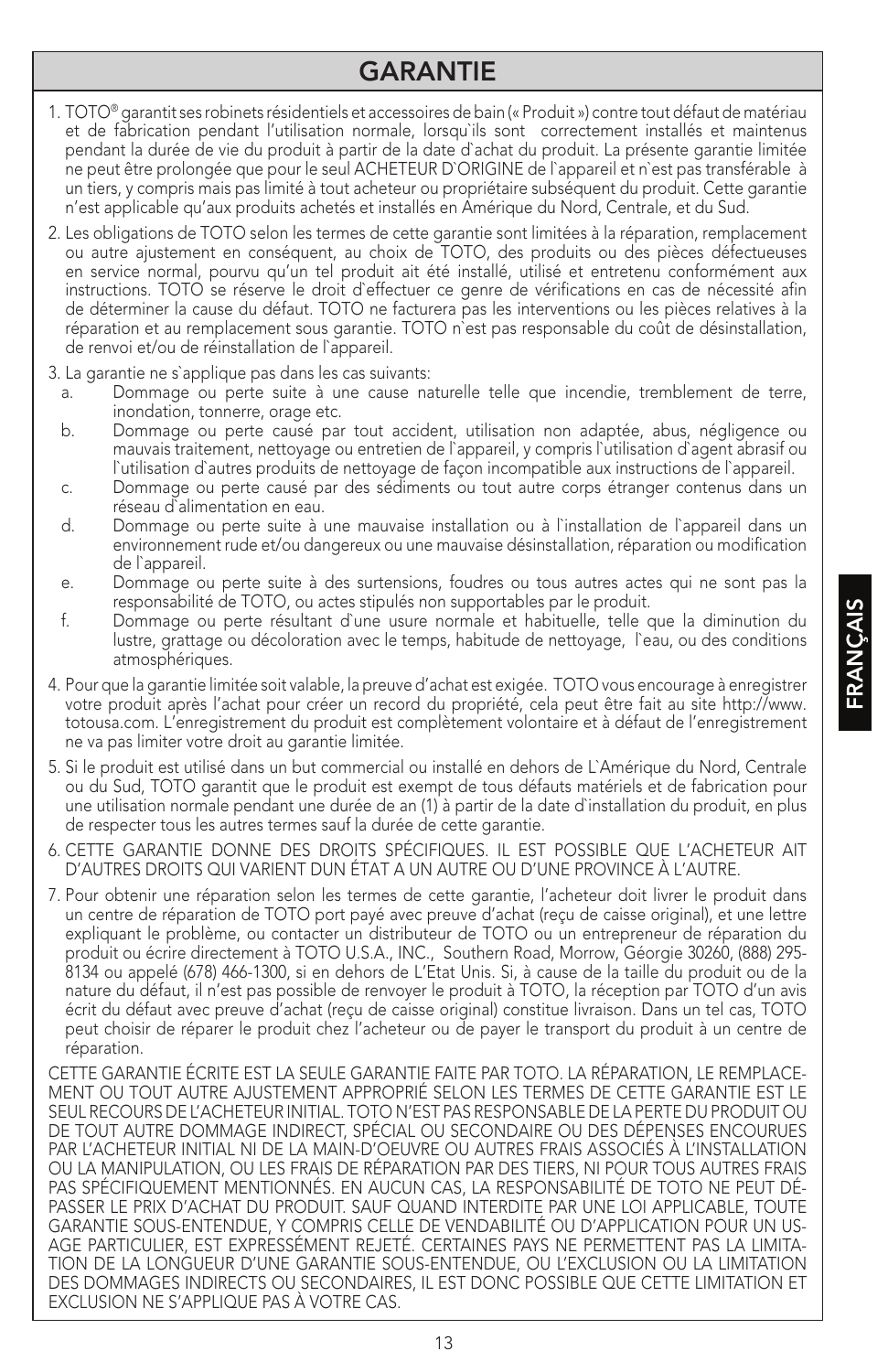# GARANTIE

1. TOTO® garantit ses robinets résidentiels et accessoires de bain (« Produit ») contre tout défaut de matériau et de fabrication pendant l'utilisation normale, lorsqu`ils sont correctement installés et maintenus pendant la durée de vie du produit à partir de la date d`achat du produit. La présente garantie limitée ne peut être prolongée que pour le seul ACHETEUR D`ORIGINE de l`appareil et n`est pas transférable à un tiers, y compris mais pas limité à tout acheteur ou propriétaire subséquent du produit. Cette garantie n'est applicable qu'aux produits achetés et installés en Amérique du Nord, Centrale, et du Sud.

2. Les obligations de TOTO selon les termes de cette garantie sont limitées à la réparation, remplacement ou autre ajustement en conséquent, au choix de TOTO, des produits ou des pièces défectueuses en service normal, pourvu qu'un tel produit ait été installé, utilisé et entretenu conformément aux instructions. TOTO se réserve le droit d`effectuer ce genre de vérifications en cas de nécessité afin de déterminer la cause du défaut. TOTO ne facturera pas les interventions ou les pièces relatives à la réparation et au remplacement sous garantie. TOTO n`est pas responsable du coût de désinstallation, de renvoi et/ou de réinstallation de l`appareil.

3. La garantie ne s`applique pas dans les cas suivants:
   a. Dommage ou perte suite à une cause naturelle telle que incendie, tremblement de terre, inondation, tonnerre, orage etc.
   b. Dommage ou perte causé par tout accident, utilisation non adaptée, abus, négligence ou mauvais traitement, nettoyage ou entretien de l`appareil, y compris l`utilisation d`agent abrasif ou l`utilisation d`autres produits de nettoyage de façon incompatible aux instructions de l`appareil.
   c. Dommage ou perte causé par des sédiments ou tout autre corps étranger contenus dans un réseau d`alimentation en eau.
   d. Dommage ou perte suite à une mauvaise installation ou à l`installation de l`appareil dans un environnement rude et/ou dangereux ou une mauvaise désinstallation, réparation ou modification de l`appareil.
   e. Dommage ou perte suite à des surtensions, foudres ou tous autres actes qui ne sont pas la responsabilité de TOTO, ou actes stipulés non supportables par le produit.
   f. Dommage ou perte résultant d`une usure normale et habituelle, telle que la diminution du lustre, grattage ou décoloration avec le temps, habitude de nettoyage, l`eau, ou des conditions atmosphériques.

4. Pour que la garantie limitée soit valable, la preuve d'achat est exigée. TOTO vous encourage à enregistrer votre produit après l'achat pour créer un record du propriété, cela peut être fait au site http://www.totousa.com. L'enregistrement du produit est complètement volontaire et à défaut de l'enregistrement ne va pas limiter votre droit au garantie limitée.

5. Si le produit est utilisé dans un but commercial ou installé en dehors de L`Amérique du Nord, Centrale ou du Sud, TOTO garantit que le produit est exempt de tous défauts matériels et de fabrication pour une utilisation normale pendant une durée de an (1) à partir de la date d`installation du produit, en plus de respecter tous les autres termes sauf la durée de cette garantie.

6. CETTE GARANTIE DONNE DES DROITS SPÉCIFIQUES. IL EST POSSIBLE QUE L'ACHETEUR AIT D'AUTRES DROITS QUI VARIENT DUN ÉTAT A UN AUTRE OU D'UNE PROVINCE À L'AUTRE.

7. Pour obtenir une réparation selon les termes de cette garantie, l'acheteur doit livrer le produit dans un centre de réparation de TOTO port payé avec preuve d'achat (reçu de caisse original), et une lettre expliquant le problème, ou contacter un distributeur de TOTO ou un entrepreneur de réparation du produit ou écrire directement à TOTO U.S.A., INC., Southern Road, Morrow, Géorgie 30260, (888) 295-8134 ou appelé (678) 466-1300, si en dehors de L'Etat Unis. Si, à cause de la taille du produit ou de la nature du défaut, il n'est pas possible de renvoyer le produit à TOTO, la réception par TOTO d'un avis écrit du défaut avec preuve d'achat (reçu de caisse original) constitue livraison. Dans un tel cas, TOTO peut choisir de réparer le produit chez l'acheteur ou de payer le transport du produit à un centre de réparation.

CETTE GARANTIE ÉCRITE EST LA SEULE GARANTIE FAITE PAR TOTO. LA RÉPARATION, LE REMPLACEMENT OU TOUT AUTRE AJUSTEMENT APPROPRIÉ SELON LES TERMES DE CETTE GARANTIE EST LE SEUL RECOURS DE L'ACHETEUR INITIAL. TOTO N'EST PAS RESPONSABLE DE LA PERTE DU PRODUIT OU DE TOUT AUTRE DOMMAGE INDIRECT, SPÉCIAL OU SECONDAIRE OU DES DÉPENSES ENCOURUES PAR L'ACHETEUR INITIAL NI DE LA MAIN-D'OEUVRE OU AUTRES FRAIS ASSOCIÉS À L'INSTALLATION OU LA MANIPULATION, OU LES FRAIS DE RÉPARATION PAR DES TIERS, NI POUR TOUS AUTRES FRAIS PAS SPÉCIFIQUEMENT MENTIONNÉS. EN AUCUN CAS, LA RESPONSABILITÉ DE TOTO NE PEUT DÉPASSER LE PRIX D'ACHAT DU PRODUIT. SAUF QUAND INTERDITE PAR UNE LOI APPLICABLE, TOUTE GARANTIE SOUS-ENTENDUE, Y COMPRIS CELLE DE VENDABILITÉ OU D'APPLICATION POUR UN USAGE PARTICULIER, EST EXPRESSÉMENT REJETÉ. CERTAINES PAYS NE PERMETTENT PAS LA LIMITATION DE LA LONGUEUR D'UNE GARANTIE SOUS-ENTENDUE, OU L'EXCLUSION OU LA LIMITATION DES DOMMAGES INDIRECTS OU SECONDAIRES, IL EST DONC POSSIBLE QUE CETTE LIMITATION ET EXCLUSION NE S'APPLIQUE PAS À VOTRE CAS.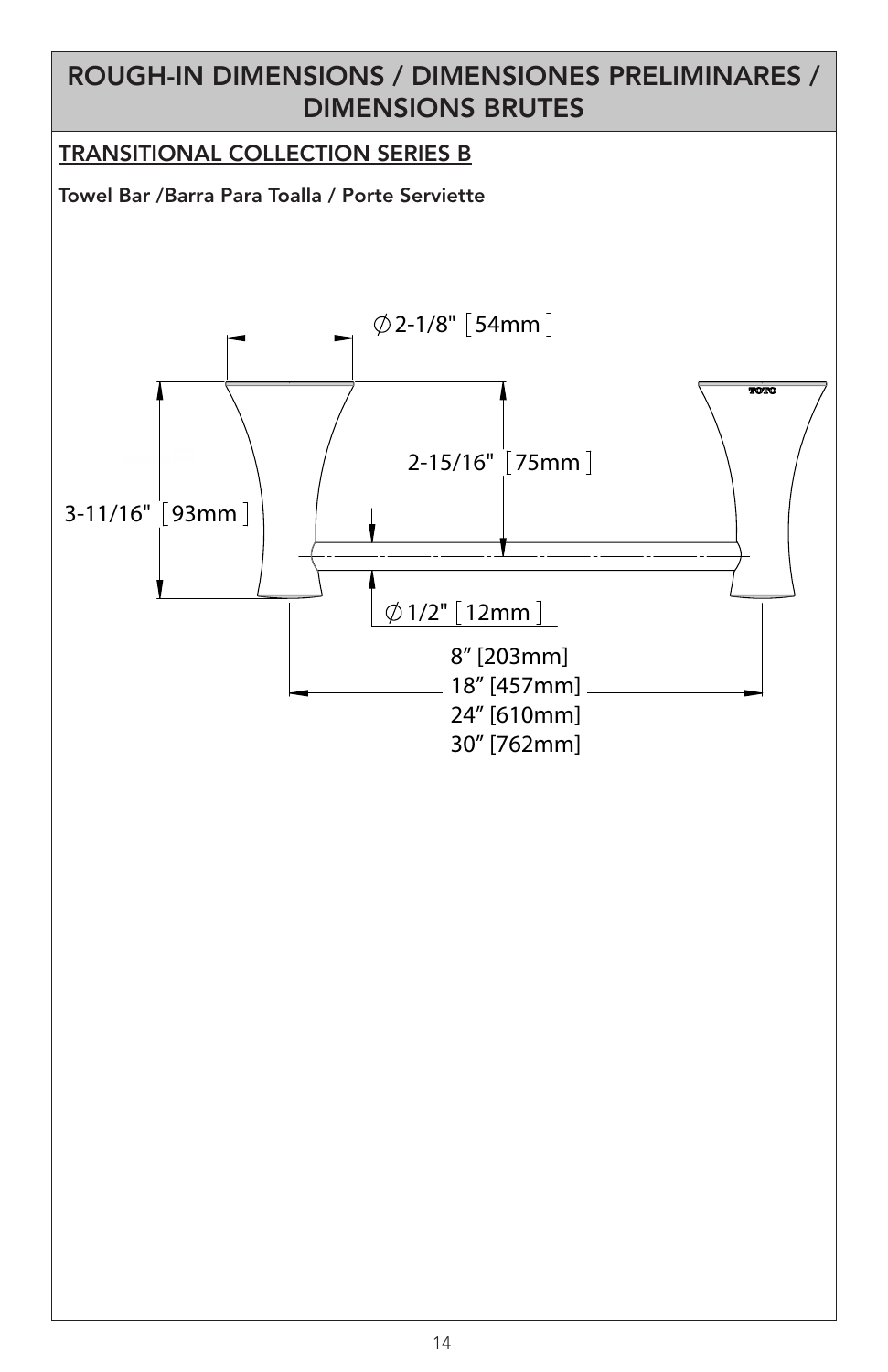# ROUGH-IN DIMENSIONS / DIMENSIONES PRELIMINARES / DIMENSIONS BRUTES

## TRANSITIONAL COLLECTION SERIES B

**Towel Bar /Barra Para Toalla / Porte Serviette**

∅ 2-1/8" [54mm]

2-15/16" [75mm]

3-11/16" [93mm]

∅ 1/2" [12mm]

8" [203mm]
18" [457mm]
24" [610mm]
30" [762mm]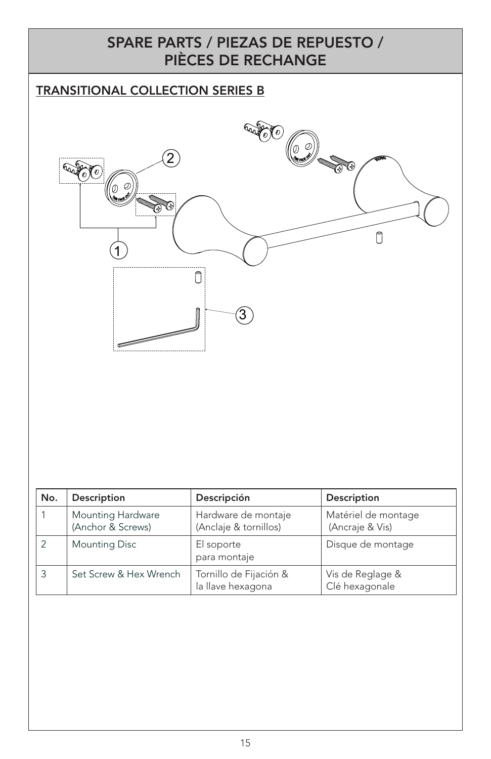# SPARE PARTS / PIEZAS DE REPUESTO / PIÈCES DE RECHANGE

## TRANSITIONAL COLLECTION SERIES B

| No. | Description | Descripción | Description |
|---|---|---|---|
| 1 | Mounting Hardware (Anchor & Screws) | Hardware de montaje (Anclaje & tornillos) | Matériel de montage (Ancraje & Vis) |
| 2 | Mounting Disc | El soporte para montaje | Disque de montage |
| 3 | Set Screw & Hex Wrench | Tornillo de Fijación & la llave hexagona | Vis de Reglage & Clé hexagonale |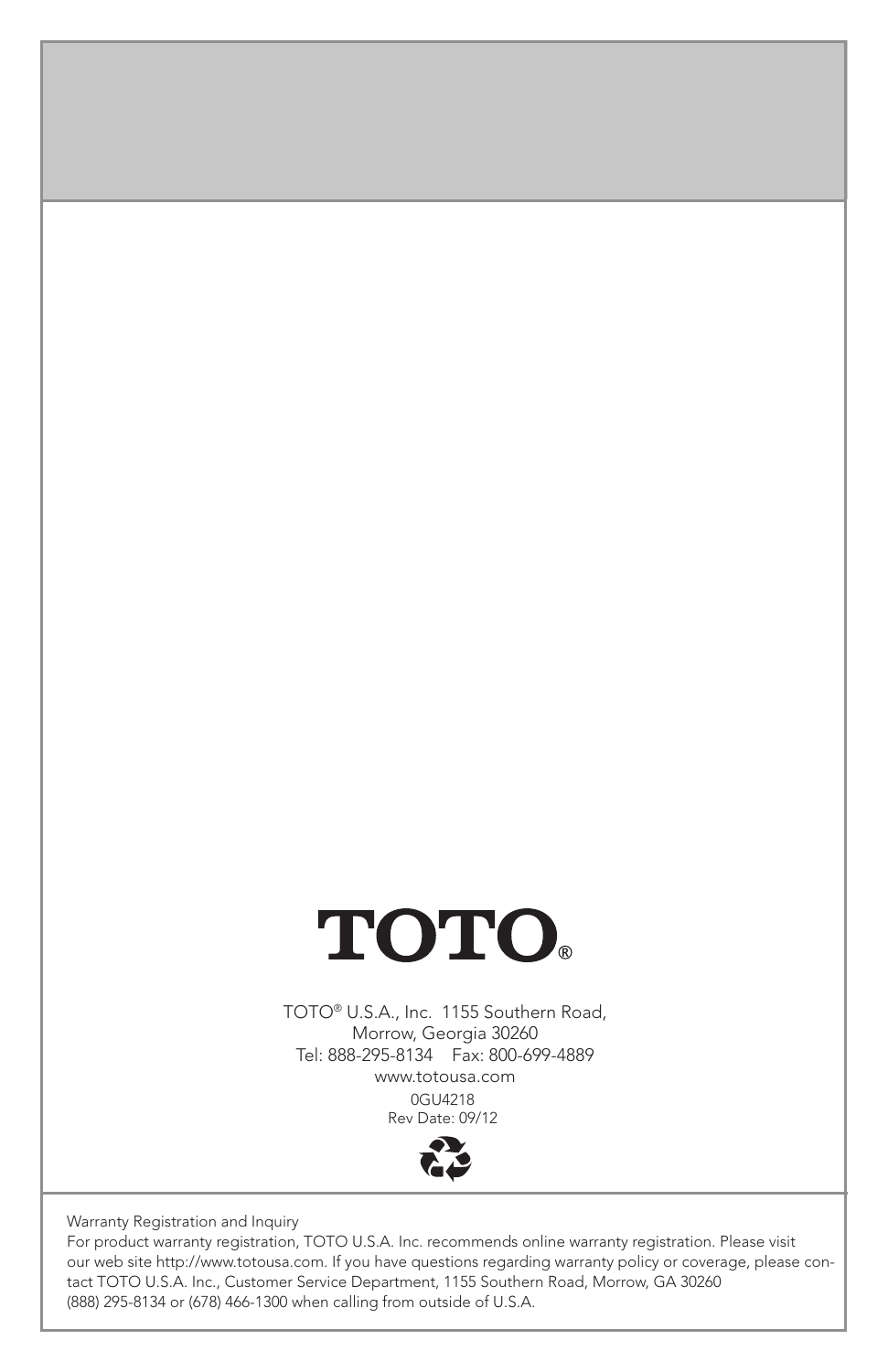TOTO®

TOTO® U.S.A., Inc. 1155 Southern Road,
Morrow, Georgia 30260
Tel: 888-295-8134 Fax: 800-699-4889
www.totousa.com

0GU4218
Rev Date: 09/12

Warranty Registration and Inquiry

For product warranty registration, TOTO U.S.A. Inc. recommends online warranty registration. Please visit our web site http://www.totousa.com. If you have questions regarding warranty policy or coverage, please contact TOTO U.S.A. Inc., Customer Service Department, 1155 Southern Road, Morrow, GA 30260 (888) 295-8134 or (678) 466-1300 when calling from outside of U.S.A.